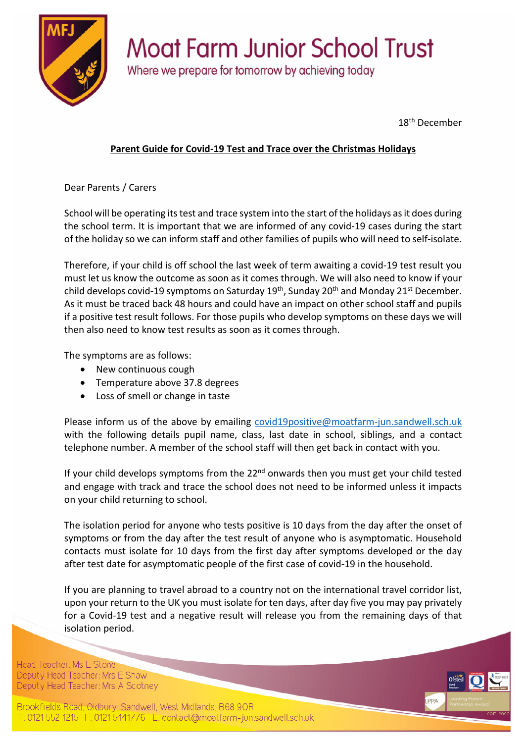# Moat Farm Junior School Trust

Where we prepare for tomorrow by achieving today

18th December

**Parent Guide for Covid-19 Test and Trace over the Christmas Holidays**

Dear Parents / Carers

School will be operating its test and trace system into the start of the holidays as it does during the school term. It is important that we are informed of any covid-19 cases during the start of the holiday so we can inform staff and other families of pupils who will need to self-isolate.

Therefore, if your child is off school the last week of term awaiting a covid-19 test result you must let us know the outcome as soon as it comes through. We will also need to know if your child develops covid-19 symptoms on Saturday 19th, Sunday 20th and Monday 21st December. As it must be traced back 48 hours and could have an impact on other school staff and pupils if a positive test result follows. For those pupils who develop symptoms on these days we will then also need to know test results as soon as it comes through.

The symptoms are as follows:

- New continuous cough
- Temperature above 37.8 degrees
- Loss of smell or change in taste

Please inform us of the above by emailing covid19positive@moatfarm-jun.sandwell.sch.uk with the following details pupil name, class, last date in school, siblings, and a contact telephone number. A member of the school staff will then get back in contact with you.

If your child develops symptoms from the 22nd onwards then you must get your child tested and engage with track and trace the school does not need to be informed unless it impacts on your child returning to school.

The isolation period for anyone who tests positive is 10 days from the day after the onset of symptoms or from the day after the test result of anyone who is asymptomatic. Household contacts must isolate for 10 days from the first day after symptoms developed or the day after test date for asymptomatic people of the first case of covid-19 in the household.

If you are planning to travel abroad to a country not on the international travel corridor list, upon your return to the UK you must isolate for ten days, after day five you may pay privately for a Covid-19 test and a negative result will release you from the remaining days of that isolation period.

Head Teacher: Ms L Stone
Deputy Head Teacher: Mrs E Shaw
Deputy Head Teacher: Mrs A Scotney

Brookfields Road, Oldbury, Sandwell, West Midlands, B68 9QR
T: 0121 552 1215 F: 0121 5441776 E: contact@moatfarm-jun.sandwell.sch.uk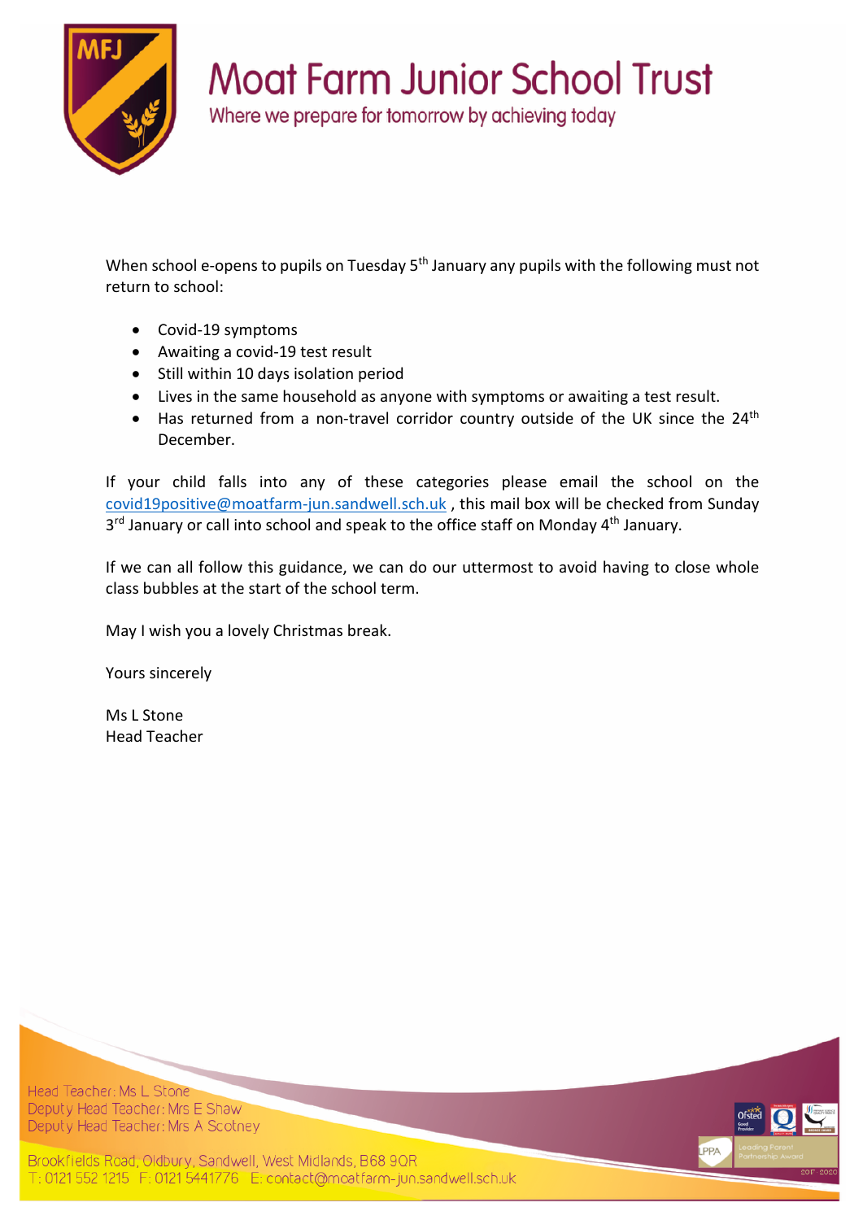# Moat Farm Junior School Trust

Where we prepare for tomorrow by achieving today

When school e-opens to pupils on Tuesday 5th January any pupils with the following must not return to school:

- Covid-19 symptoms
- Awaiting a covid-19 test result
- Still within 10 days isolation period
- Lives in the same household as anyone with symptoms or awaiting a test result.
- Has returned from a non-travel corridor country outside of the UK since the 24th December.

If your child falls into any of these categories please email the school on the covid19positive@moatfarm-jun.sandwell.sch.uk , this mail box will be checked from Sunday 3rd January or call into school and speak to the office staff on Monday 4th January.

If we can all follow this guidance, we can do our uttermost to avoid having to close whole class bubbles at the start of the school term.

May I wish you a lovely Christmas break.

Yours sincerely

Ms L Stone
Head Teacher

Head Teacher: Ms L Stone
Deputy Head Teacher: Mrs E Shaw
Deputy Head Teacher: Mrs A Scotney

Brookfields Road, Oldbury, Sandwell, West Midlands, B68 9QR
T: 0121 552 1215 F: 0121 5441776 E: contact@moatfarm-jun.sandwell.sch.uk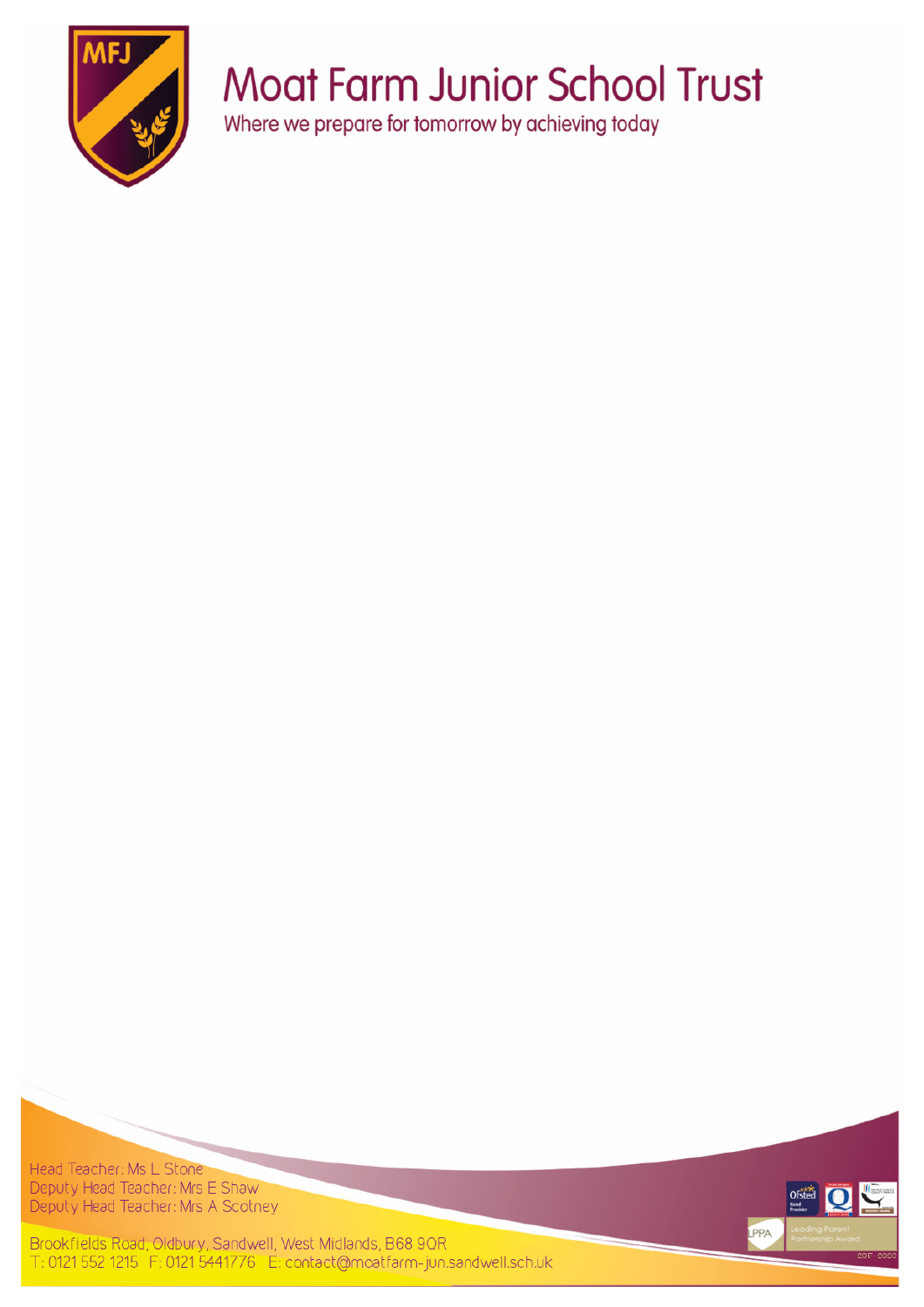# Moat Farm Junior School Trust

Where we prepare for tomorrow by achieving today

Head Teacher: Ms L Stone
Deputy Head Teacher: Mrs E Shaw
Deputy Head Teacher: Mrs A Scotney

Brookfields Road, Oldbury, Sandwell, West Midlands, B68 9QR
T: 0121 552 1215 F: 0121 5441776 E: contact@moatfarm-jun.sandwell.sch.uk